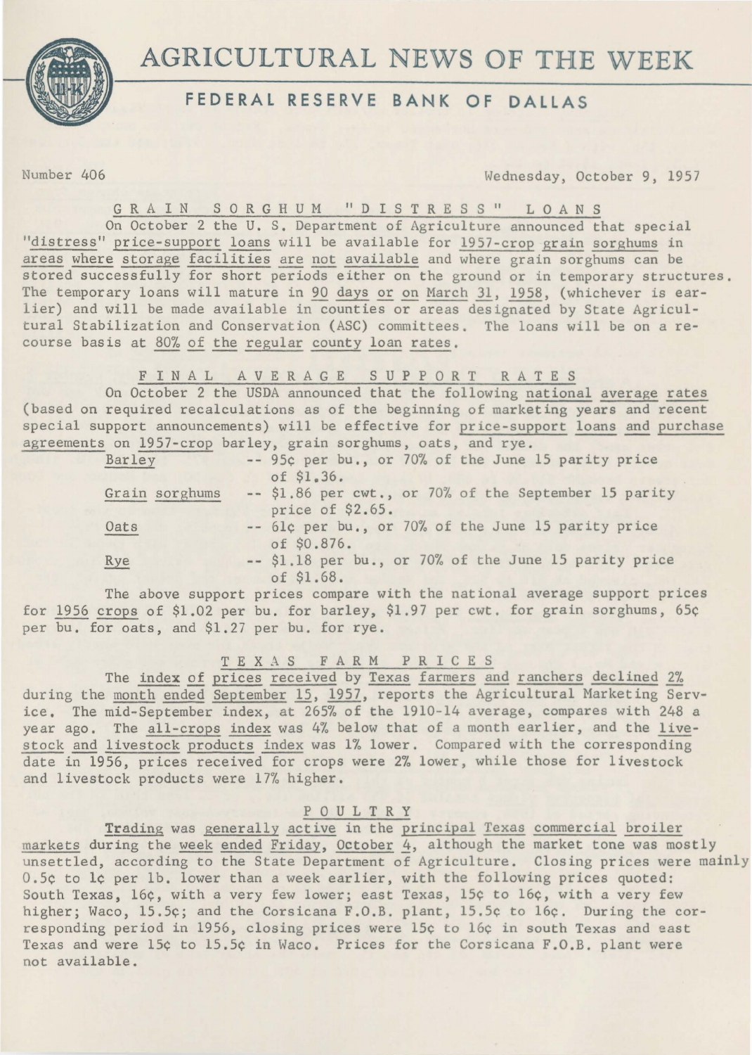// the page's markdown content goes here:
# AGRICULTURAL NEWS OF THE WEEK

## FEDERAL RESERVE BANK OF DALLAS

Number 406

Wednesday, October 9, 1957

### GRAIN SORGHUM "DISTRESS" LOANS

On October 2 the U. S. Department of Agriculture announced that special "distress" price-support loans will be available for 1957-crop grain sorghums in areas where storage facilities are not available and where grain sorghums can be stored successfully for short periods either on the ground or in temporary structures. The temporary loans will mature in 90 days or on March 31, 1958, (whichever is earlier) and will be made available in counties or areas designated by State Agricultural Stabilization and Conservation (ASC) committees. The loans will be on a recourse basis at 80% of the regular county loan rates.

### FINAL AVERAGE SUPPORT RATES

On October 2 the USDA announced that the following national average rates (based on required recalculations as of the beginning of marketing years and recent special support announcements) will be effective for price-support loans and purchase agreements on 1957-crop barley, grain sorghums, oats, and rye.

- Barley -- 95¢ per bu., or 70% of the June 15 parity price of $1.36.
- Grain sorghums -- $1.86 per cwt., or 70% of the September 15 parity price of $2.65.
- Oats -- 61¢ per bu., or 70% of the June 15 parity price of $0.876.
- Rye -- $1.18 per bu., or 70% of the June 15 parity price of $1.68.

The above support prices compare with the national average support prices for 1956 crops of $1.02 per bu. for barley, $1.97 per cwt. for grain sorghums, 65¢ per bu. for oats, and $1.27 per bu. for rye.

### TEXAS FARM PRICES

The index of prices received by Texas farmers and ranchers declined 2% during the month ended September 15, 1957, reports the Agricultural Marketing Service. The mid-September index, at 265% of the 1910-14 average, compares with 248 a year ago. The all-crops index was 4% below that of a month earlier, and the livestock and livestock products index was 1% lower. Compared with the corresponding date in 1956, prices received for crops were 2% lower, while those for livestock and livestock products were 17% higher.

### POULTRY

Trading was generally active in the principal Texas commercial broiler markets during the week ended Friday, October 4, although the market tone was mostly unsettled, according to the State Department of Agriculture. Closing prices were mainly 0.5¢ to 1¢ per lb. lower than a week earlier, with the following prices quoted: South Texas, 16¢, with a very few lower; east Texas, 15¢ to 16¢, with a very few higher; Waco, 15.5¢; and the Corsicana F.O.B. plant, 15.5¢ to 16¢. During the corresponding period in 1956, closing prices were 15¢ to 16¢ in south Texas and east Texas and were 15¢ to 15.5¢ in Waco. Prices for the Corsicana F.O.B. plant were not available.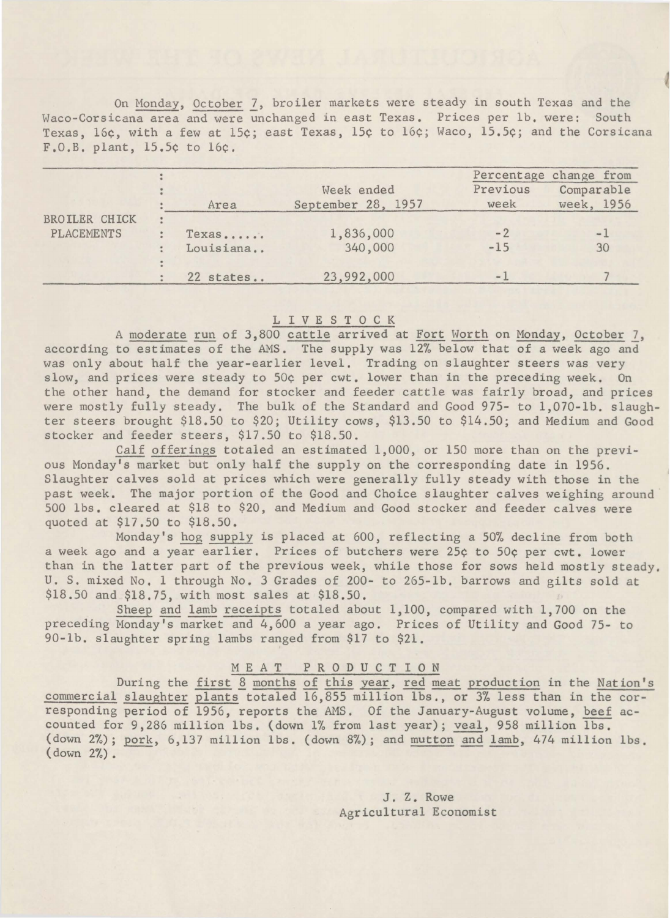On Monday, October 7, broiler markets were steady in south Texas and the Waco-Corsicana area and were unchanged in east Texas. Prices per lb. were: South Texas, 16¢, with a few at 15¢; east Texas, 15¢ to 16¢; Waco, 15.5¢; and the Corsicana F.O.B. plant, 15.5¢ to 16¢.

| | Area | Week ended September 28, 1957 | Percentage change from Previous week | Percentage change from Comparable week, 1956 |
|---|---|---|---|---|
| BROILER CHICK PLACEMENTS | Texas...... | 1,836,000 | -2 | -1 |
| | Louisiana.. | 340,000 | -15 | 30 |
| | 22 states.. | 23,992,000 | -1 | 7 |

## LIVESTOCK

A moderate run of 3,800 cattle arrived at Fort Worth on Monday, October 7, according to estimates of the AMS. The supply was 12% below that of a week ago and was only about half the year-earlier level. Trading on slaughter steers was very slow, and prices were steady to 50¢ per cwt. lower than in the preceding week. On the other hand, the demand for stocker and feeder cattle was fairly broad, and prices were mostly fully steady. The bulk of the Standard and Good 975- to 1,070-lb. slaughter steers brought $18.50 to $20; Utility cows, $13.50 to $14.50; and Medium and Good stocker and feeder steers, $17.50 to $18.50.

Calf offerings totaled an estimated 1,000, or 150 more than on the previous Monday's market but only half the supply on the corresponding date in 1956. Slaughter calves sold at prices which were generally fully steady with those in the past week. The major portion of the Good and Choice slaughter calves weighing around 500 lbs. cleared at $18 to $20, and Medium and Good stocker and feeder calves were quoted at $17.50 to $18.50.

Monday's hog supply is placed at 600, reflecting a 50% decline from both a week ago and a year earlier. Prices of butchers were 25¢ to 50¢ per cwt. lower than in the latter part of the previous week, while those for sows held mostly steady. U. S. mixed No. 1 through No. 3 Grades of 200- to 265-lb. barrows and gilts sold at $18.50 and $18.75, with most sales at $18.50.

Sheep and lamb receipts totaled about 1,100, compared with 1,700 on the preceding Monday's market and 4,600 a year ago. Prices of Utility and Good 75- to 90-lb. slaughter spring lambs ranged from $17 to $21.

## MEAT PRODUCTION

During the first 8 months of this year, red meat production in the Nation's commercial slaughter plants totaled 16,855 million lbs., or 3% less than in the corresponding period of 1956, reports the AMS. Of the January-August volume, beef accounted for 9,286 million lbs. (down 1% from last year); veal, 958 million lbs. (down 2%); pork, 6,137 million lbs. (down 8%); and mutton and lamb, 474 million lbs. (down 2%).

J. Z. Rowe
Agricultural Economist